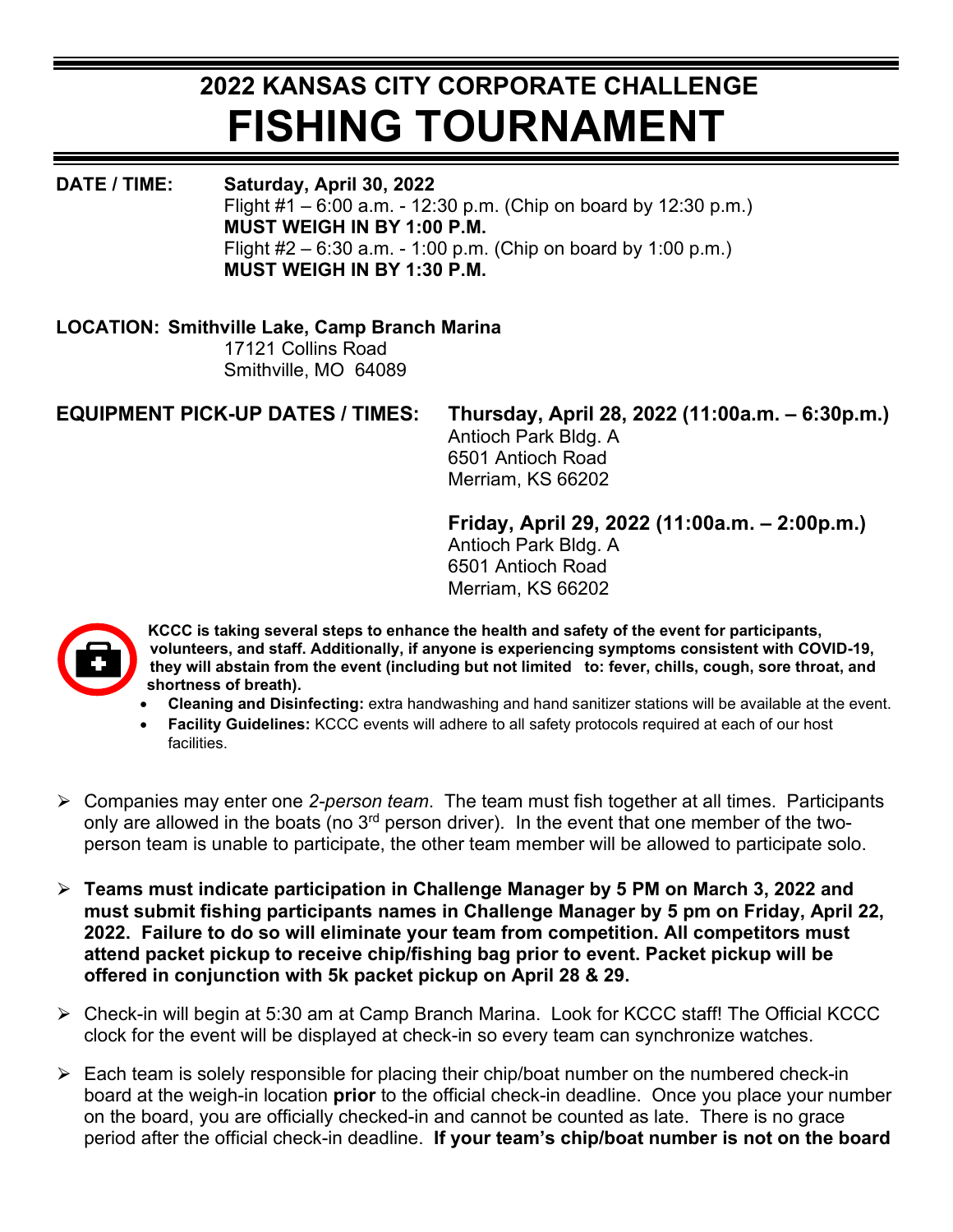# 2022 KANSAS CITY CORPORATE CHALLENGE
# FISHING TOURNAMENT

**DATE / TIME:** **Saturday, April 30, 2022**
Flight #1 – 6:00 a.m. - 12:30 p.m. (Chip on board by 12:30 p.m.)
**MUST WEIGH IN BY 1:00 P.M.**
Flight #2 – 6:30 a.m. - 1:00 p.m. (Chip on board by 1:00 p.m.)
**MUST WEIGH IN BY 1:30 P.M.**

**LOCATION: Smithville Lake, Camp Branch Marina**
17121 Collins Road
Smithville, MO 64089

**EQUIPMENT PICK-UP DATES / TIMES:**

**Thursday, April 28, 2022 (11:00a.m. – 6:30p.m.)**
Antioch Park Bldg. A
6501 Antioch Road
Merriam, KS 66202

**Friday, April 29, 2022 (11:00a.m. – 2:00p.m.)**
Antioch Park Bldg. A
6501 Antioch Road
Merriam, KS 66202

**KCCC is taking several steps to enhance the health and safety of the event for participants, volunteers, and staff. Additionally, if anyone is experiencing symptoms consistent with COVID-19, they will abstain from the event (including but not limited to: fever, chills, cough, sore throat, and shortness of breath).**

- **Cleaning and Disinfecting:** extra handwashing and hand sanitizer stations will be available at the event.
- **Facility Guidelines:** KCCC events will adhere to all safety protocols required at each of our host facilities.

- Companies may enter one *2-person team*. The team must fish together at all times. Participants only are allowed in the boats (no 3rd person driver). In the event that one member of the two-person team is unable to participate, the other team member will be allowed to participate solo.
- **Teams must indicate participation in Challenge Manager by 5 PM on March 3, 2022 and must submit fishing participants names in Challenge Manager by 5 pm on Friday, April 22, 2022. Failure to do so will eliminate your team from competition. All competitors must attend packet pickup to receive chip/fishing bag prior to event. Packet pickup will be offered in conjunction with 5k packet pickup on April 28 & 29.**
- Check-in will begin at 5:30 am at Camp Branch Marina. Look for KCCC staff! The Official KCCC clock for the event will be displayed at check-in so every team can synchronize watches.
- Each team is solely responsible for placing their chip/boat number on the numbered check-in board at the weigh-in location **prior** to the official check-in deadline. Once you place your number on the board, you are officially checked-in and cannot be counted as late. There is no grace period after the official check-in deadline. **If your team's chip/boat number is not on the board**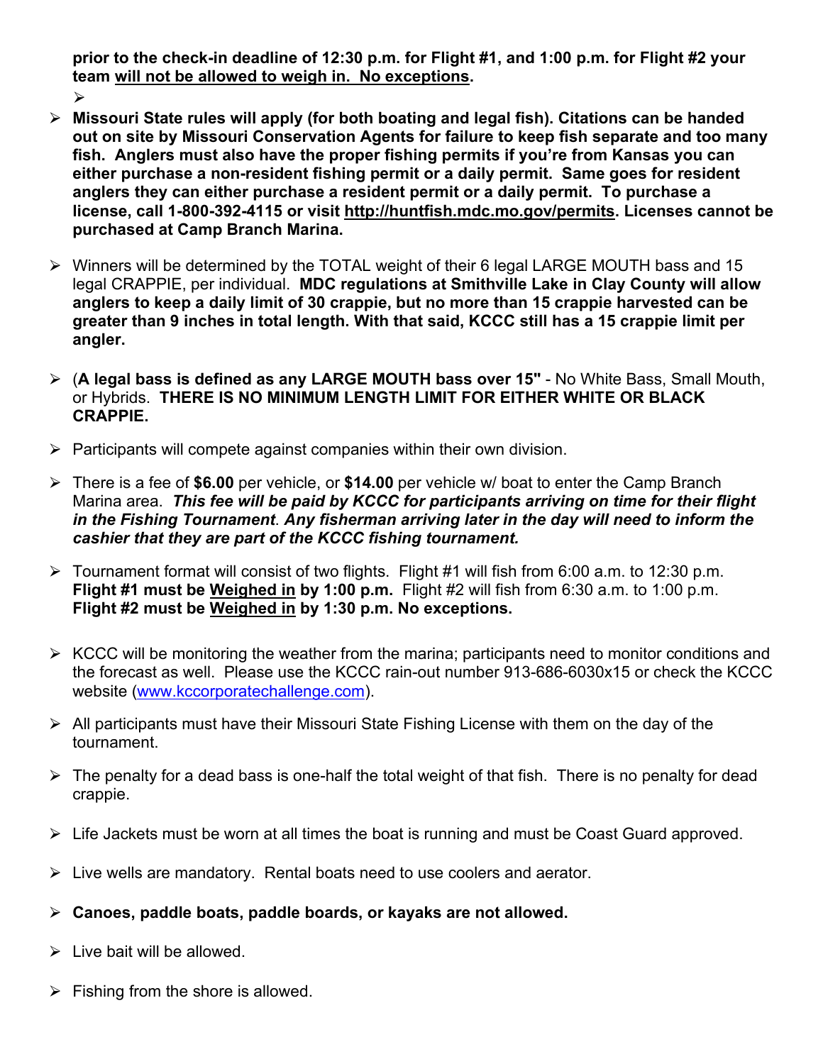**prior to the check-in deadline of 12:30 p.m. for Flight #1, and 1:00 p.m. for Flight #2 your team will not be allowed to weigh in. No exceptions.**

- **Missouri State rules will apply (for both boating and legal fish). Citations can be handed out on site by Missouri Conservation Agents for failure to keep fish separate and too many fish. Anglers must also have the proper fishing permits if you're from Kansas you can either purchase a non-resident fishing permit or a daily permit. Same goes for resident anglers they can either purchase a resident permit or a daily permit. To purchase a license, call 1-800-392-4115 or visit http://huntfish.mdc.mo.gov/permits. Licenses cannot be purchased at Camp Branch Marina.**

- Winners will be determined by the TOTAL weight of their 6 legal LARGE MOUTH bass and 15 legal CRAPPIE, per individual. **MDC regulations at Smithville Lake in Clay County will allow anglers to keep a daily limit of 30 crappie, but no more than 15 crappie harvested can be greater than 9 inches in total length. With that said, KCCC still has a 15 crappie limit per angler.**

- (**A legal bass is defined as any LARGE MOUTH bass over 15"** - No White Bass, Small Mouth, or Hybrids. **THERE IS NO MINIMUM LENGTH LIMIT FOR EITHER WHITE OR BLACK CRAPPIE.**

- Participants will compete against companies within their own division.

- There is a fee of **$6.00** per vehicle, or **$14.00** per vehicle w/ boat to enter the Camp Branch Marina area. ***This fee will be paid by KCCC for participants arriving on time for their flight in the Fishing Tournament***. ***Any fisherman arriving later in the day will need to inform the cashier that they are part of the KCCC fishing tournament.***

- Tournament format will consist of two flights. Flight #1 will fish from 6:00 a.m. to 12:30 p.m. **Flight #1 must be Weighed in by 1:00 p.m.** Flight #2 will fish from 6:30 a.m. to 1:00 p.m. **Flight #2 must be Weighed in by 1:30 p.m. No exceptions.**

- KCCC will be monitoring the weather from the marina; participants need to monitor conditions and the forecast as well. Please use the KCCC rain-out number 913-686-6030x15 or check the KCCC website (www.kccorporatechallenge.com).

- All participants must have their Missouri State Fishing License with them on the day of the tournament.

- The penalty for a dead bass is one-half the total weight of that fish. There is no penalty for dead crappie.

- Life Jackets must be worn at all times the boat is running and must be Coast Guard approved.

- Live wells are mandatory. Rental boats need to use coolers and aerator.

- **Canoes, paddle boats, paddle boards, or kayaks are not allowed.**

- Live bait will be allowed.

- Fishing from the shore is allowed.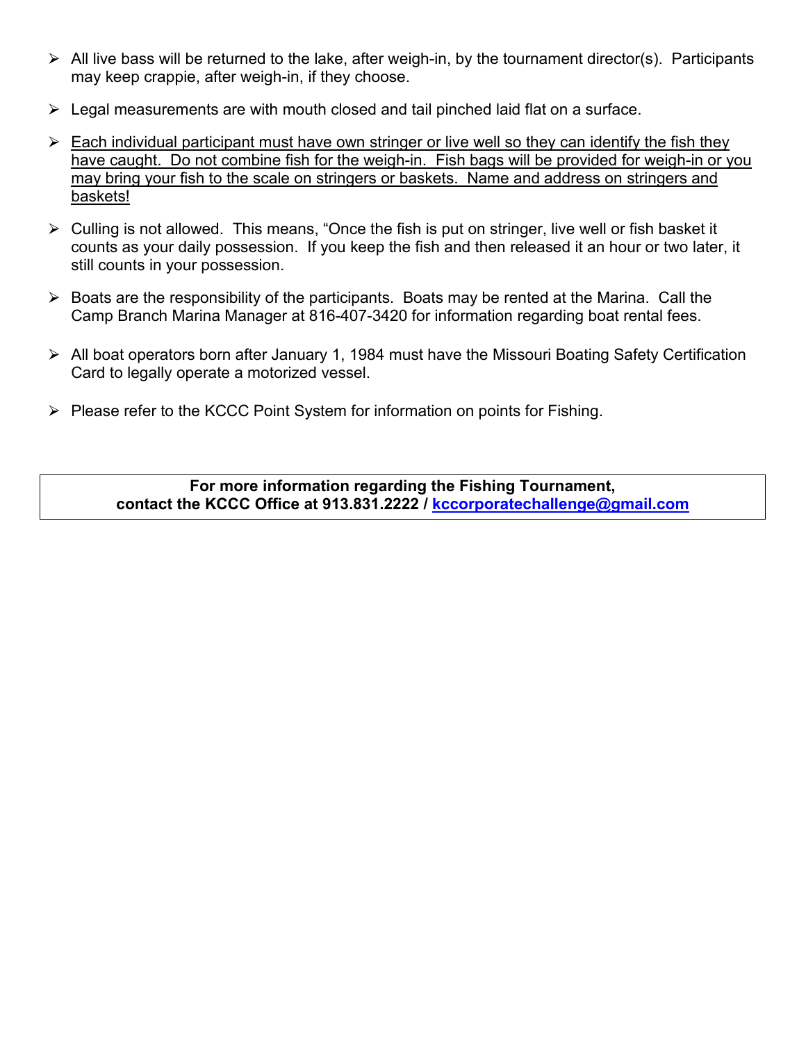- All live bass will be returned to the lake, after weigh-in, by the tournament director(s). Participants may keep crappie, after weigh-in, if they choose.
- Legal measurements are with mouth closed and tail pinched laid flat on a surface.
- <u>Each individual participant must have own stringer or live well so they can identify the fish they have caught. Do not combine fish for the weigh-in. Fish bags will be provided for weigh-in or you may bring your fish to the scale on stringers or baskets. Name and address on stringers and baskets!</u>
- Culling is not allowed. This means, "Once the fish is put on stringer, live well or fish basket it counts as your daily possession. If you keep the fish and then released it an hour or two later, it still counts in your possession.
- Boats are the responsibility of the participants. Boats may be rented at the Marina. Call the Camp Branch Marina Manager at 816-407-3420 for information regarding boat rental fees.
- All boat operators born after January 1, 1984 must have the Missouri Boating Safety Certification Card to legally operate a motorized vessel.
- Please refer to the KCCC Point System for information on points for Fishing.

**For more information regarding the Fishing Tournament,**
**contact the KCCC Office at 913.831.2222 / kccorporatechallenge@gmail.com**